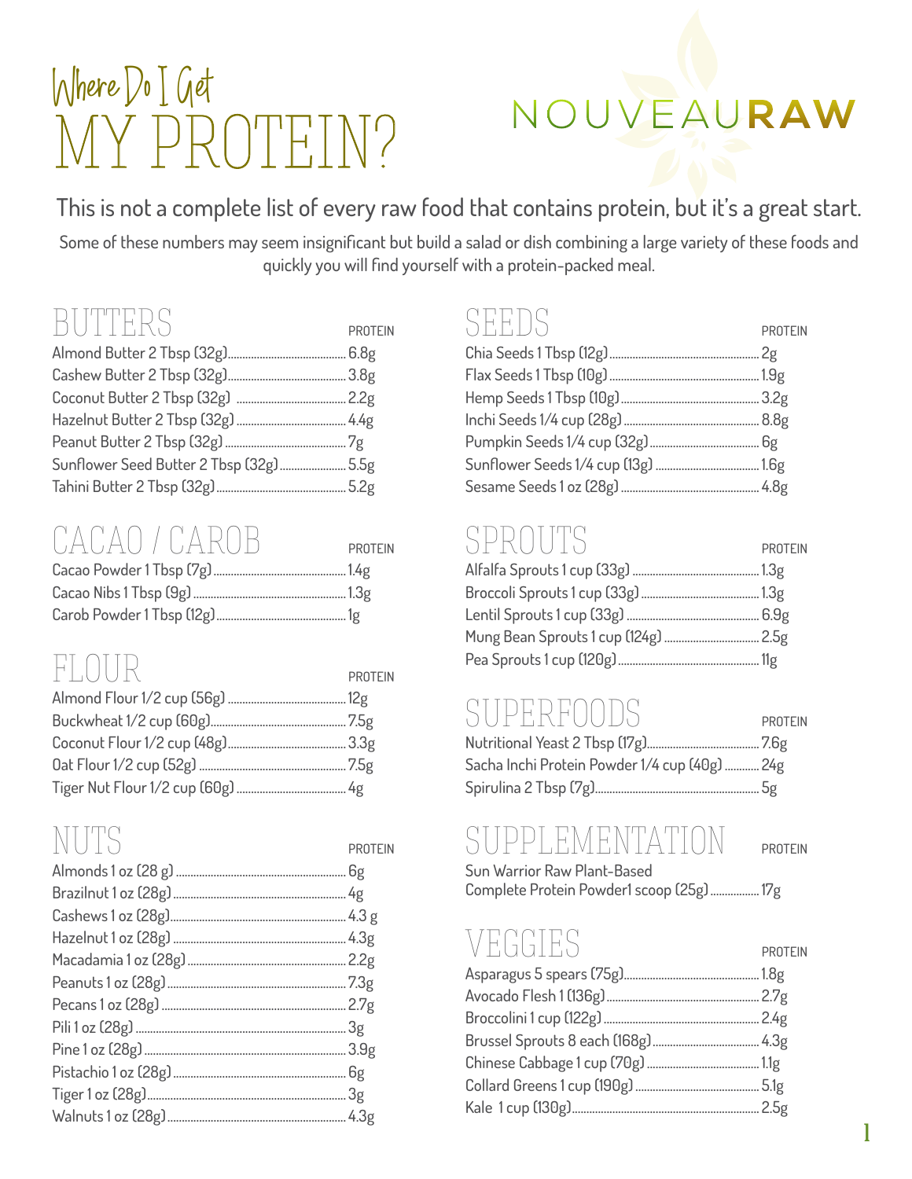# Where Do I Get MY PROTEIN?

NOUVEAURAW

This is not a complete list of every raw food that contains protein, but it's a great start.

Some of these numbers may seem insignificant but build a salad or dish combining a large variety of these foods and quickly you will find yourself with a protein-packed meal.

## BUTTERS

| | PROTEIN |
|---|---|
| Almond Butter 2 Tbsp (32g) | 6.8g |
| Cashew Butter 2 Tbsp (32g) | 3.8g |
| Coconut Butter 2 Tbsp (32g) | 2.2g |
| Hazelnut Butter 2 Tbsp (32g) | 4.4g |
| Peanut Butter 2 Tbsp (32g) | 7g |
| Sunflower Seed Butter 2 Tbsp (32g) | 5.5g |
| Tahini Butter 2 Tbsp (32g) | 5.2g |

## CACAO / CAROB

| | PROTEIN |
|---|---|
| Cacao Powder 1 Tbsp (7g) | 1.4g |
| Cacao Nibs 1 Tbsp (9g) | 1.3g |
| Carob Powder 1 Tbsp (12g) | 1g |

## FLOUR

| | PROTEIN |
|---|---|
| Almond Flour 1/2 cup (56g) | 12g |
| Buckwheat 1/2 cup (60g) | 7.5g |
| Coconut Flour 1/2 cup (48g) | 3.3g |
| Oat Flour 1/2 cup (52g) | 7.5g |
| Tiger Nut Flour 1/2 cup (60g) | 4g |

## NUTS

| | PROTEIN |
|---|---|
| Almonds 1 oz (28 g) | 6g |
| Brazilnut 1 oz (28g) | 4g |
| Cashews 1 oz (28g) | 4.3 g |
| Hazelnut 1 oz (28g) | 4.3g |
| Macadamia 1 oz (28g) | 2.2g |
| Peanuts 1 oz (28g) | 7.3g |
| Pecans 1 oz (28g) | 2.7g |
| Pili 1 oz (28g) | 3g |
| Pine 1 oz (28g) | 3.9g |
| Pistachio 1 oz (28g) | 6g |
| Tiger 1 oz (28g) | 3g |
| Walnuts 1 oz (28g) | 4.3g |

## SEEDS

| | PROTEIN |
|---|---|
| Chia Seeds 1 Tbsp (12g) | 2g |
| Flax Seeds 1 Tbsp (10g) | 1.9g |
| Hemp Seeds 1 Tbsp (10g) | 3.2g |
| Inchi Seeds 1/4 cup (28g) | 8.8g |
| Pumpkin Seeds 1/4 cup (32g) | 6g |
| Sunflower Seeds 1/4 cup (13g) | 1.6g |
| Sesame Seeds 1 oz (28g) | 4.8g |

## SPROUTS

| | PROTEIN |
|---|---|
| Alfalfa Sprouts 1 cup (33g) | 1.3g |
| Broccoli Sprouts 1 cup (33g) | 1.3g |
| Lentil Sprouts 1 cup (33g) | 6.9g |
| Mung Bean Sprouts 1 cup (124g) | 2.5g |
| Pea Sprouts 1 cup (120g) | 11g |

## SUPERFOODS

| | PROTEIN |
|---|---|
| Nutritional Yeast 2 Tbsp (17g) | 7.6g |
| Sacha Inchi Protein Powder 1/4 cup (40g) | 24g |
| Spirulina 2 Tbsp (7g) | 5g |

## SUPPLEMENTATION

| | PROTEIN |
|---|---|
| Sun Warrior Raw Plant-Based Complete Protein Powder1 scoop (25g) | 17g |

## VEGGIES

| | PROTEIN |
|---|---|
| Asparagus 5 spears (75g) | 1.8g |
| Avocado Flesh 1 (136g) | 2.7g |
| Broccolini 1 cup (122g) | 2.4g |
| Brussel Sprouts 8 each (168g) | 4.3g |
| Chinese Cabbage 1 cup (70g) | 1.1g |
| Collard Greens 1 cup (190g) | 5.1g |
| Kale 1 cup (130g) | 2.5g |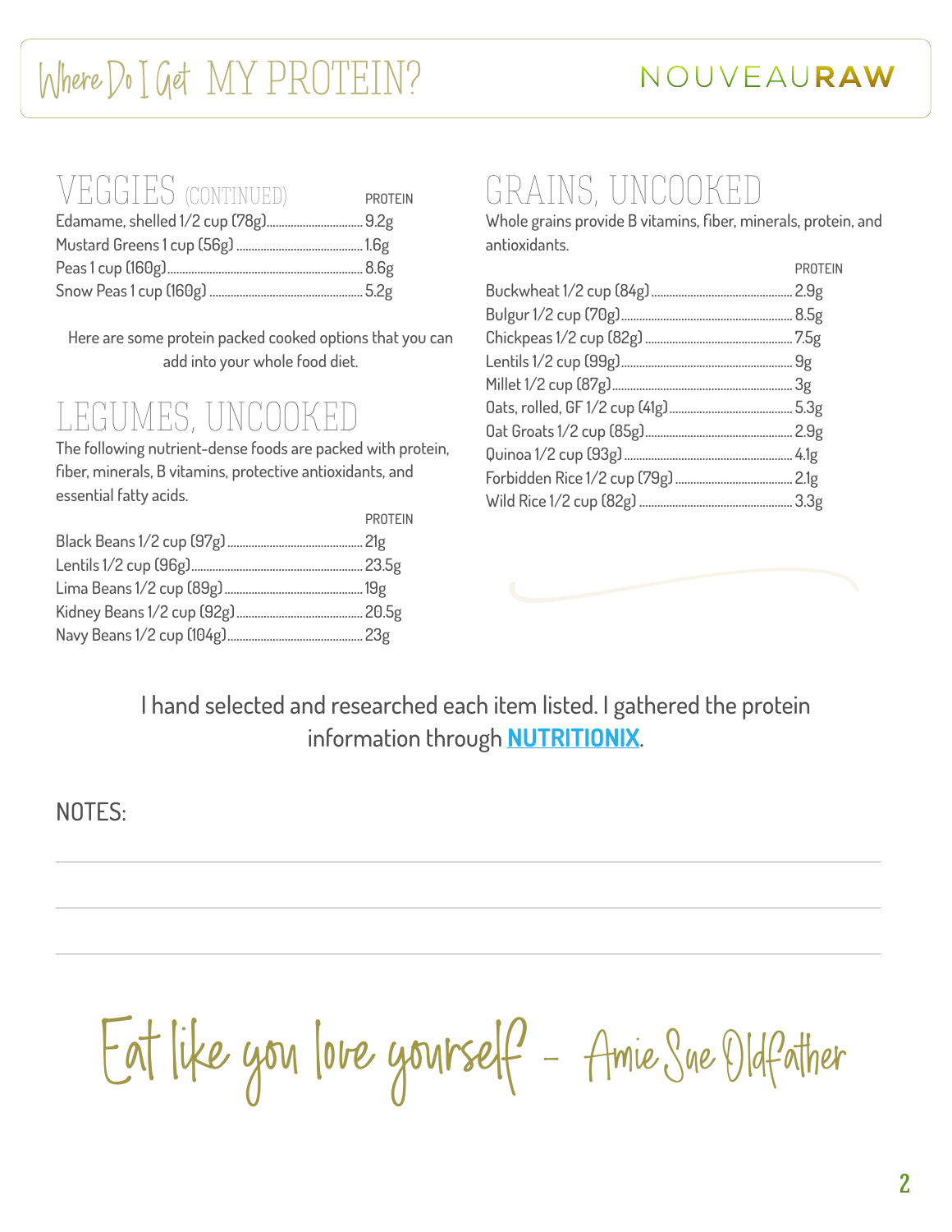# Where Do I Get MY PROTEIN?

NOUVEAU**RAW**

## VEGGIES (CONTINUED)

| | PROTEIN |
|---|---|
| Edamame, shelled 1/2 cup (78g) | 9.2g |
| Mustard Greens 1 cup (56g) | 1.6g |
| Peas 1 cup (160g) | 8.6g |
| Snow Peas 1 cup (160g) | 5.2g |

Here are some protein packed cooked options that you can add into your whole food diet.

## LEGUMES, UNCOOKED

The following nutrient-dense foods are packed with protein, fiber, minerals, B vitamins, protective antioxidants, and essential fatty acids.

| | PROTEIN |
|---|---|
| Black Beans 1/2 cup (97g) | 21g |
| Lentils 1/2 cup (96g) | 23.5g |
| Lima Beans 1/2 cup (89g) | 19g |
| Kidney Beans 1/2 cup (92g) | 20.5g |
| Navy Beans 1/2 cup (104g) | 23g |

## GRAINS, UNCOOKED

Whole grains provide B vitamins, fiber, minerals, protein, and antioxidants.

| | PROTEIN |
|---|---|
| Buckwheat 1/2 cup (84g) | 2.9g |
| Bulgur 1/2 cup (70g) | 8.5g |
| Chickpeas 1/2 cup (82g) | 7.5g |
| Lentils 1/2 cup (99g) | 9g |
| Millet 1/2 cup (87g) | 3g |
| Oats, rolled, GF 1/2 cup (41g) | 5.3g |
| Oat Groats 1/2 cup (85g) | 2.9g |
| Quinoa 1/2 cup (93g) | 4.1g |
| Forbidden Rice 1/2 cup (79g) | 2.1g |
| Wild Rice 1/2 cup (82g) | 3.3g |

I hand selected and researched each item listed. I gathered the protein information through **NUTRITIONIX**.

NOTES:

Eat like you love yourself - Amie Sue Oldfather